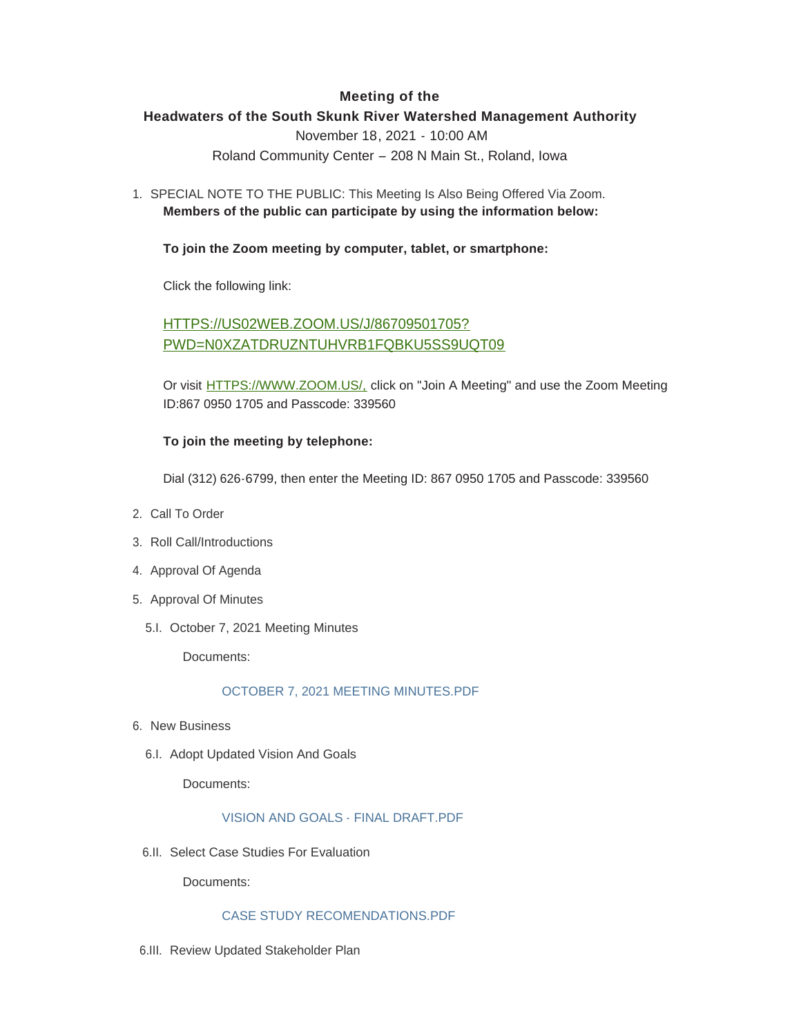**Meeting of the**

**Headwaters of the South Skunk River Watershed Management Authority**

November 18, 2021 - 10:00 AM

Roland Community Center – 208 N Main St., Roland, Iowa

1. SPECIAL NOTE TO THE PUBLIC: This Meeting Is Also Being Offered Via Zoom.

   **Members of the public can participate by using the information below:**

   **To join the Zoom meeting by computer, tablet, or smartphone:**

   Click the following link:

   HTTPS://US02WEB.ZOOM.US/J/86709501705?PWD=N0XZATDRUZNTUHVRB1FQBKU5SS9UQT09

   Or visit HTTPS://WWW.ZOOM.US/, click on "Join A Meeting" and use the Zoom Meeting ID:867 0950 1705 and Passcode: 339560

   **To join the meeting by telephone:**

   Dial (312) 626-6799, then enter the Meeting ID: 867 0950 1705 and Passcode: 339560

2. Call To Order
3. Roll Call/Introductions
4. Approval Of Agenda
5. Approval Of Minutes

   5.I. October 7, 2021 Meeting Minutes

   Documents:

   OCTOBER 7, 2021 MEETING MINUTES.PDF

6. New Business

   6.I. Adopt Updated Vision And Goals

   Documents:

   VISION AND GOALS - FINAL DRAFT.PDF

   6.II. Select Case Studies For Evaluation

   Documents:

   CASE STUDY RECOMENDATIONS.PDF

   6.III. Review Updated Stakeholder Plan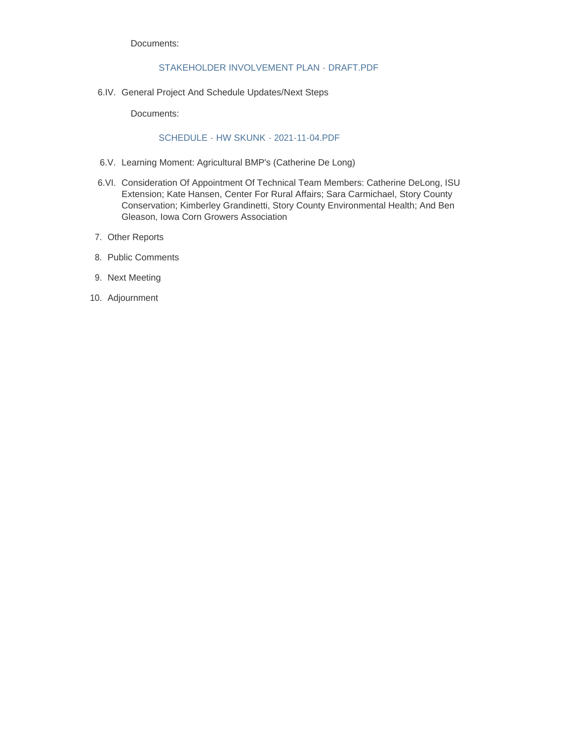Documents:

STAKEHOLDER INVOLVEMENT PLAN - DRAFT.PDF

6.IV. General Project And Schedule Updates/Next Steps

Documents:

SCHEDULE - HW SKUNK - 2021-11-04.PDF

6.V. Learning Moment: Agricultural BMP's (Catherine De Long)

6.VI. Consideration Of Appointment Of Technical Team Members: Catherine DeLong, ISU Extension; Kate Hansen, Center For Rural Affairs; Sara Carmichael, Story County Conservation; Kimberley Grandinetti, Story County Environmental Health; And Ben Gleason, Iowa Corn Growers Association

7. Other Reports
8. Public Comments
9. Next Meeting
10. Adjournment